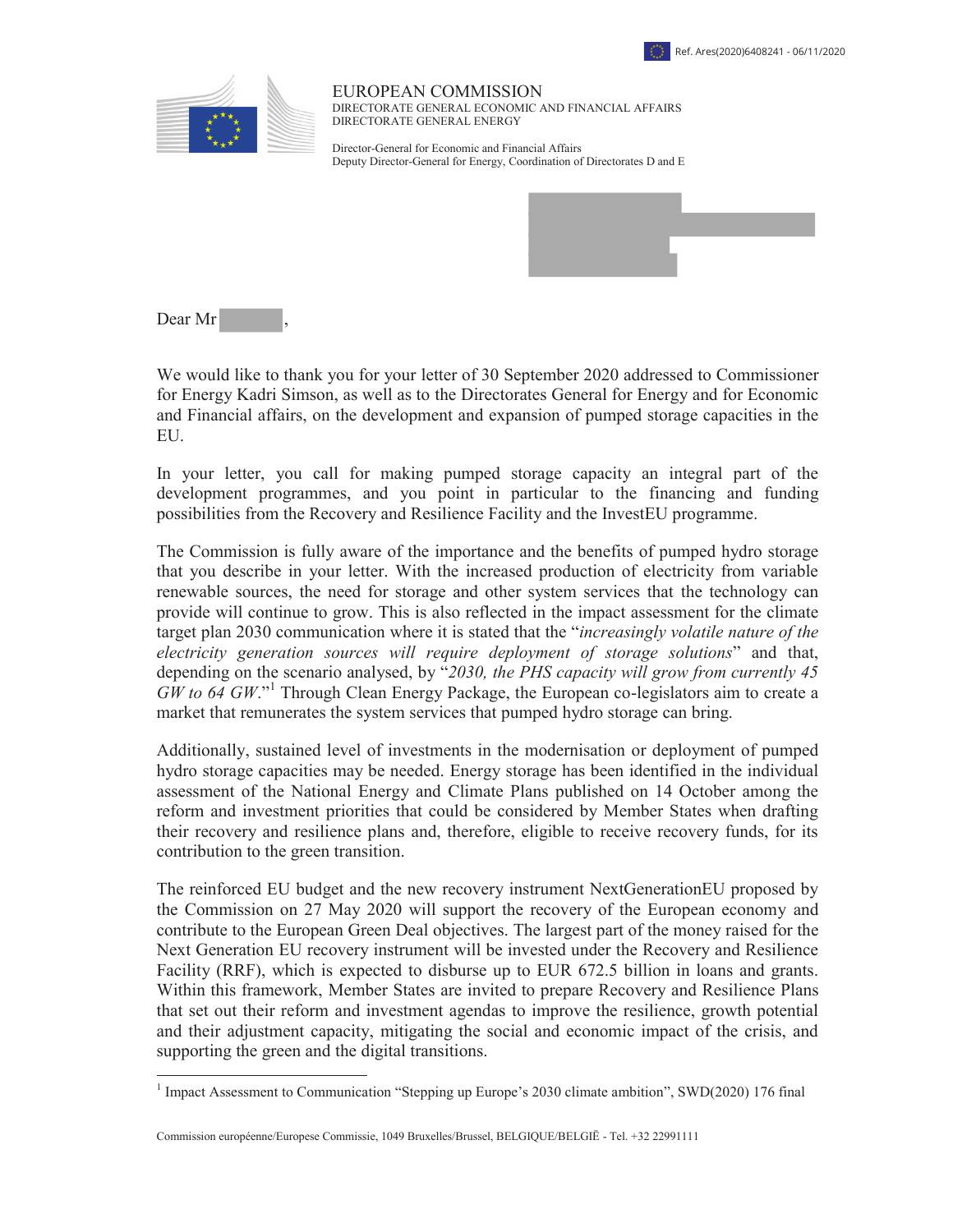Ref. Ares(2020)6408241 - 06/11/2020

EUROPEAN COMMISSION
DIRECTORATE GENERAL ECONOMIC AND FINANCIAL AFFAIRS
DIRECTORATE GENERAL ENERGY

Director-General for Economic and Financial Affairs
Deputy Director-General for Energy, Coordination of Directorates D and E

Dear Mr ,

We would like to thank you for your letter of 30 September 2020 addressed to Commissioner for Energy Kadri Simson, as well as to the Directorates General for Energy and for Economic and Financial affairs, on the development and expansion of pumped storage capacities in the EU.

In your letter, you call for making pumped storage capacity an integral part of the development programmes, and you point in particular to the financing and funding possibilities from the Recovery and Resilience Facility and the InvestEU programme.

The Commission is fully aware of the importance and the benefits of pumped hydro storage that you describe in your letter. With the increased production of electricity from variable renewable sources, the need for storage and other system services that the technology can provide will continue to grow. This is also reflected in the impact assessment for the climate target plan 2030 communication where it is stated that the "*increasingly volatile nature of the electricity generation sources will require deployment of storage solutions*" and that, depending on the scenario analysed, by "*2030, the PHS capacity will grow from currently 45 GW to 64 GW*."[1] Through Clean Energy Package, the European co-legislators aim to create a market that remunerates the system services that pumped hydro storage can bring.

Additionally, sustained level of investments in the modernisation or deployment of pumped hydro storage capacities may be needed. Energy storage has been identified in the individual assessment of the National Energy and Climate Plans published on 14 October among the reform and investment priorities that could be considered by Member States when drafting their recovery and resilience plans and, therefore, eligible to receive recovery funds, for its contribution to the green transition.

The reinforced EU budget and the new recovery instrument NextGenerationEU proposed by the Commission on 27 May 2020 will support the recovery of the European economy and contribute to the European Green Deal objectives. The largest part of the money raised for the Next Generation EU recovery instrument will be invested under the Recovery and Resilience Facility (RRF), which is expected to disburse up to EUR 672.5 billion in loans and grants. Within this framework, Member States are invited to prepare Recovery and Resilience Plans that set out their reform and investment agendas to improve the resilience, growth potential and their adjustment capacity, mitigating the social and economic impact of the crisis, and supporting the green and the digital transitions.

[1] Impact Assessment to Communication "Stepping up Europe's 2030 climate ambition", SWD(2020) 176 final

Commission européenne/Europese Commissie, 1049 Bruxelles/Brussel, BELGIQUE/BELGIË - Tel. +32 22991111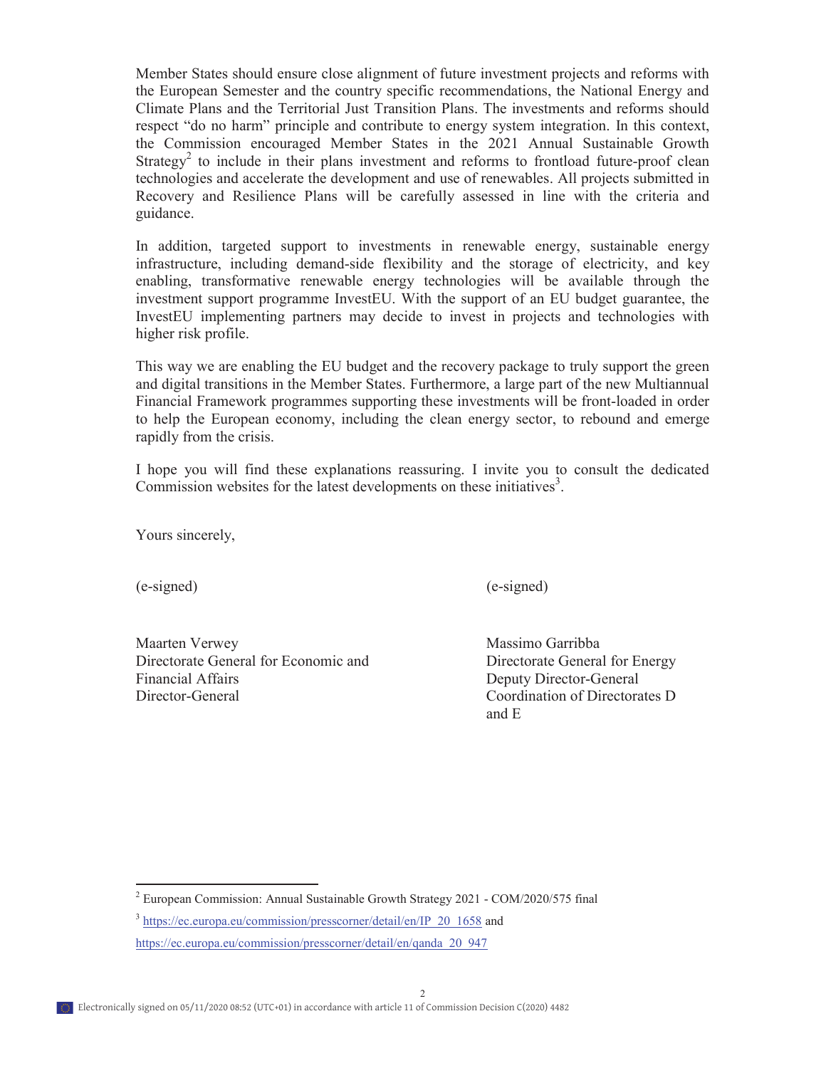Member States should ensure close alignment of future investment projects and reforms with the European Semester and the country specific recommendations, the National Energy and Climate Plans and the Territorial Just Transition Plans. The investments and reforms should respect "do no harm" principle and contribute to energy system integration. In this context, the Commission encouraged Member States in the 2021 Annual Sustainable Growth Strategy[2] to include in their plans investment and reforms to frontload future-proof clean technologies and accelerate the development and use of renewables. All projects submitted in Recovery and Resilience Plans will be carefully assessed in line with the criteria and guidance.

In addition, targeted support to investments in renewable energy, sustainable energy infrastructure, including demand-side flexibility and the storage of electricity, and key enabling, transformative renewable energy technologies will be available through the investment support programme InvestEU. With the support of an EU budget guarantee, the InvestEU implementing partners may decide to invest in projects and technologies with higher risk profile.

This way we are enabling the EU budget and the recovery package to truly support the green and digital transitions in the Member States. Furthermore, a large part of the new Multiannual Financial Framework programmes supporting these investments will be front-loaded in order to help the European economy, including the clean energy sector, to rebound and emerge rapidly from the crisis.

I hope you will find these explanations reassuring. I invite you to consult the dedicated Commission websites for the latest developments on these initiatives[3].

Yours sincerely,

(e-signed)

Maarten Verwey
Directorate General for Economic and Financial Affairs
Director-General

(e-signed)

Massimo Garribba
Directorate General for Energy
Deputy Director-General
Coordination of Directorates D and E

---

[2] European Commission: Annual Sustainable Growth Strategy 2021 - COM/2020/575 final

[3] https://ec.europa.eu/commission/presscorner/detail/en/IP_20_1658 and https://ec.europa.eu/commission/presscorner/detail/en/qanda_20_947

Electronically signed on 05/11/2020 08:52 (UTC+01) in accordance with article 11 of Commission Decision C(2020) 4482